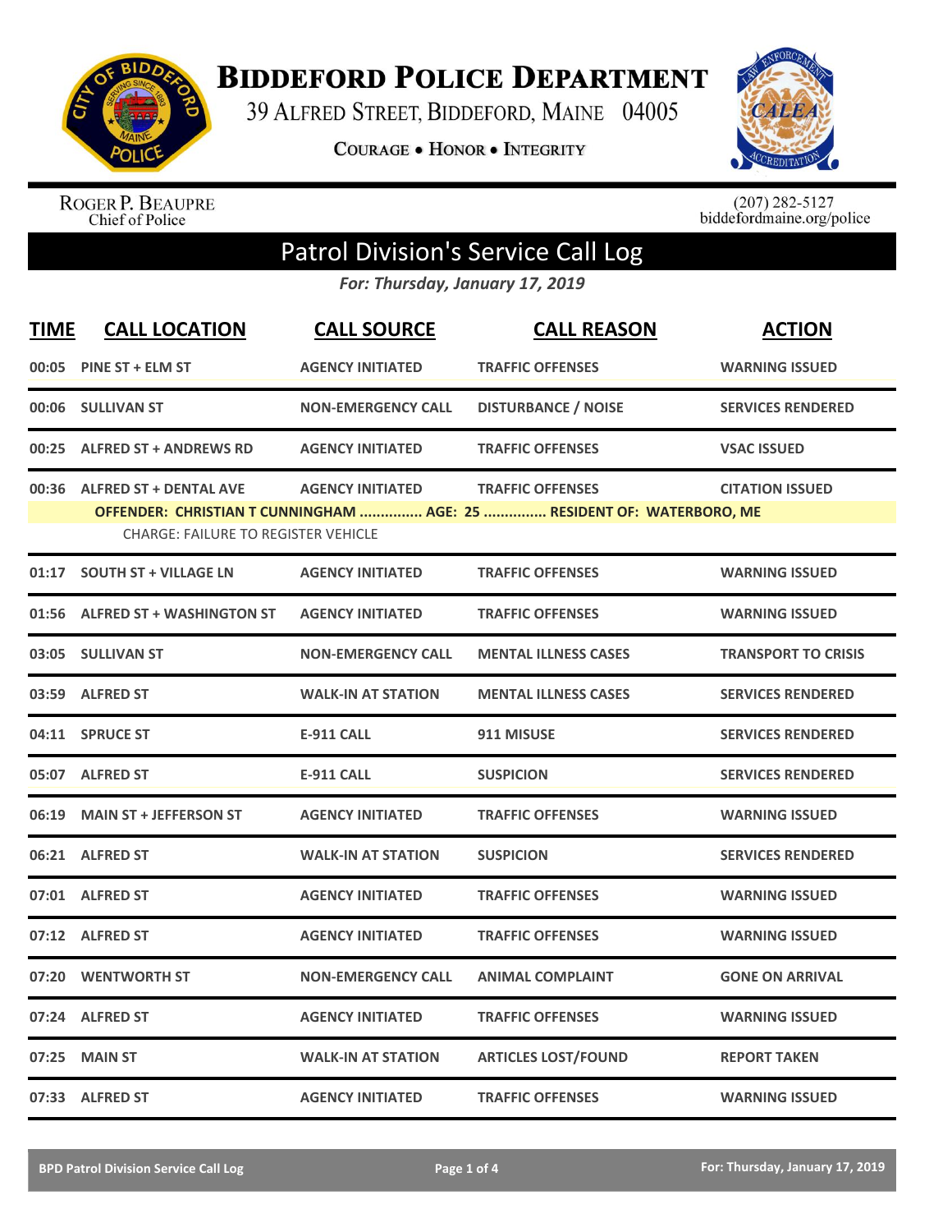# Biddeford Police Department

39 Alfred Street, Biddeford, Maine 04005

Courage • Honor • Integrity

Roger P. Beaupre
Chief of Police

(207) 282-5127
biddefordmaine.org/police

## Patrol Division's Service Call Log

*For: Thursday, January 17, 2019*

| TIME | CALL LOCATION | CALL SOURCE | CALL REASON | ACTION |
|---|---|---|---|---|
| 00:05 | PINE ST + ELM ST | AGENCY INITIATED | TRAFFIC OFFENSES | WARNING ISSUED |
| 00:06 | SULLIVAN ST | NON-EMERGENCY CALL | DISTURBANCE / NOISE | SERVICES RENDERED |
| 00:25 | ALFRED ST + ANDREWS RD | AGENCY INITIATED | TRAFFIC OFFENSES | VSAC ISSUED |
| 00:36 | ALFRED ST + DENTAL AVE | AGENCY INITIATED | TRAFFIC OFFENSES | CITATION ISSUED |
| | OFFENDER: CHRISTIAN T CUNNINGHAM ............... AGE: 25 ............... RESIDENT OF: WATERBORO, ME | | | |
| | CHARGE: FAILURE TO REGISTER VEHICLE | | | |
| 01:17 | SOUTH ST + VILLAGE LN | AGENCY INITIATED | TRAFFIC OFFENSES | WARNING ISSUED |
| 01:56 | ALFRED ST + WASHINGTON ST | AGENCY INITIATED | TRAFFIC OFFENSES | WARNING ISSUED |
| 03:05 | SULLIVAN ST | NON-EMERGENCY CALL | MENTAL ILLNESS CASES | TRANSPORT TO CRISIS |
| 03:59 | ALFRED ST | WALK-IN AT STATION | MENTAL ILLNESS CASES | SERVICES RENDERED |
| 04:11 | SPRUCE ST | E-911 CALL | 911 MISUSE | SERVICES RENDERED |
| 05:07 | ALFRED ST | E-911 CALL | SUSPICION | SERVICES RENDERED |
| 06:19 | MAIN ST + JEFFERSON ST | AGENCY INITIATED | TRAFFIC OFFENSES | WARNING ISSUED |
| 06:21 | ALFRED ST | WALK-IN AT STATION | SUSPICION | SERVICES RENDERED |
| 07:01 | ALFRED ST | AGENCY INITIATED | TRAFFIC OFFENSES | WARNING ISSUED |
| 07:12 | ALFRED ST | AGENCY INITIATED | TRAFFIC OFFENSES | WARNING ISSUED |
| 07:20 | WENTWORTH ST | NON-EMERGENCY CALL | ANIMAL COMPLAINT | GONE ON ARRIVAL |
| 07:24 | ALFRED ST | AGENCY INITIATED | TRAFFIC OFFENSES | WARNING ISSUED |
| 07:25 | MAIN ST | WALK-IN AT STATION | ARTICLES LOST/FOUND | REPORT TAKEN |
| 07:33 | ALFRED ST | AGENCY INITIATED | TRAFFIC OFFENSES | WARNING ISSUED |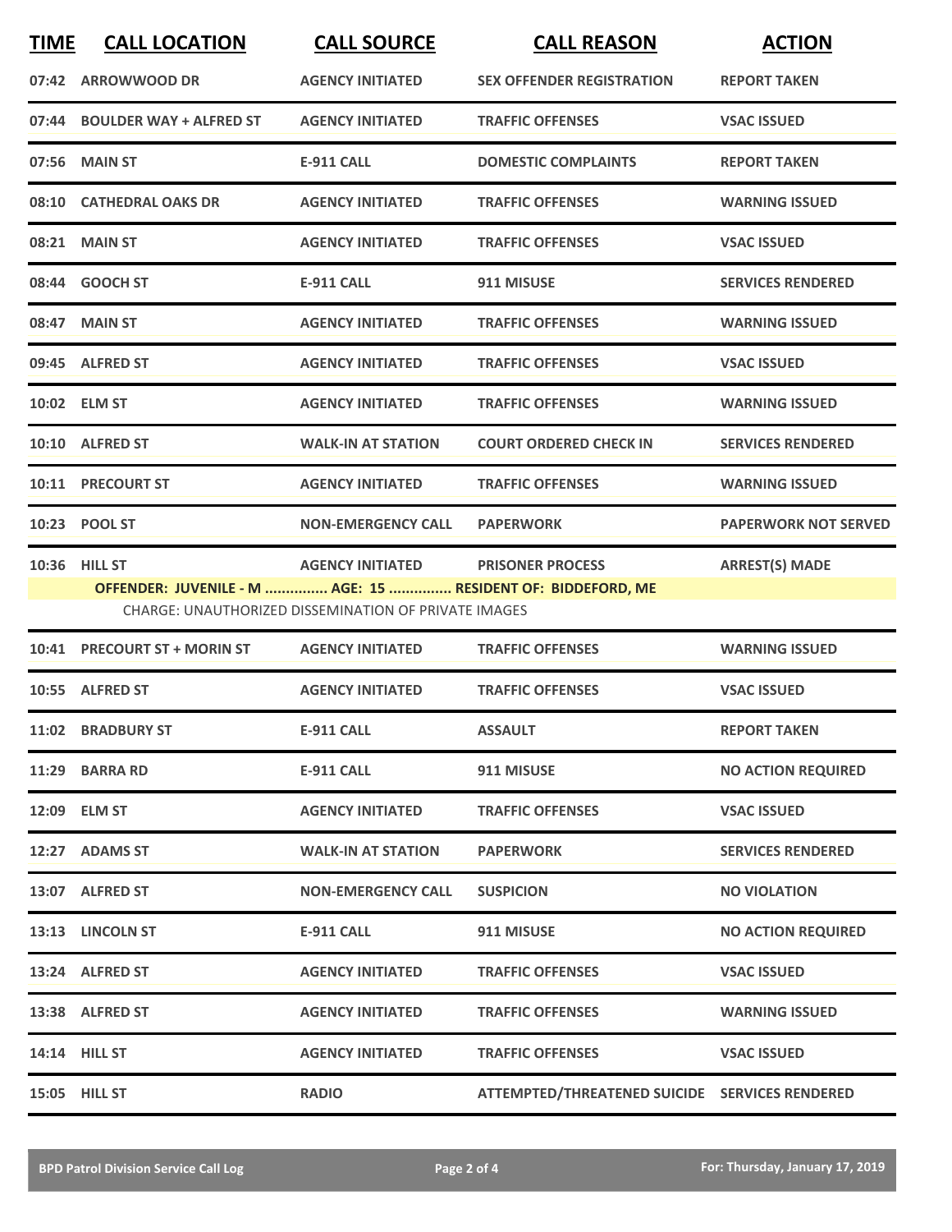| TIME | CALL LOCATION | CALL SOURCE | CALL REASON | ACTION |
|---|---|---|---|---|
| 07:42 | ARROWWOOD DR | AGENCY INITIATED | SEX OFFENDER REGISTRATION | REPORT TAKEN |
| 07:44 | BOULDER WAY + ALFRED ST | AGENCY INITIATED | TRAFFIC OFFENSES | VSAC ISSUED |
| 07:56 | MAIN ST | E-911 CALL | DOMESTIC COMPLAINTS | REPORT TAKEN |
| 08:10 | CATHEDRAL OAKS DR | AGENCY INITIATED | TRAFFIC OFFENSES | WARNING ISSUED |
| 08:21 | MAIN ST | AGENCY INITIATED | TRAFFIC OFFENSES | VSAC ISSUED |
| 08:44 | GOOCH ST | E-911 CALL | 911 MISUSE | SERVICES RENDERED |
| 08:47 | MAIN ST | AGENCY INITIATED | TRAFFIC OFFENSES | WARNING ISSUED |
| 09:45 | ALFRED ST | AGENCY INITIATED | TRAFFIC OFFENSES | VSAC ISSUED |
| 10:02 | ELM ST | AGENCY INITIATED | TRAFFIC OFFENSES | WARNING ISSUED |
| 10:10 | ALFRED ST | WALK-IN AT STATION | COURT ORDERED CHECK IN | SERVICES RENDERED |
| 10:11 | PRECOURT ST | AGENCY INITIATED | TRAFFIC OFFENSES | WARNING ISSUED |
| 10:23 | POOL ST | NON-EMERGENCY CALL | PAPERWORK | PAPERWORK NOT SERVED |
| 10:36 | HILL ST | AGENCY INITIATED | PRISONER PROCESS | ARREST(S) MADE |
| | OFFENDER: JUVENILE - M ............... AGE: 15 ............... RESIDENT OF: BIDDEFORD, ME | | | |
| | CHARGE: UNAUTHORIZED DISSEMINATION OF PRIVATE IMAGES | | | |
| 10:41 | PRECOURT ST + MORIN ST | AGENCY INITIATED | TRAFFIC OFFENSES | WARNING ISSUED |
| 10:55 | ALFRED ST | AGENCY INITIATED | TRAFFIC OFFENSES | VSAC ISSUED |
| 11:02 | BRADBURY ST | E-911 CALL | ASSAULT | REPORT TAKEN |
| 11:29 | BARRA RD | E-911 CALL | 911 MISUSE | NO ACTION REQUIRED |
| 12:09 | ELM ST | AGENCY INITIATED | TRAFFIC OFFENSES | VSAC ISSUED |
| 12:27 | ADAMS ST | WALK-IN AT STATION | PAPERWORK | SERVICES RENDERED |
| 13:07 | ALFRED ST | NON-EMERGENCY CALL | SUSPICION | NO VIOLATION |
| 13:13 | LINCOLN ST | E-911 CALL | 911 MISUSE | NO ACTION REQUIRED |
| 13:24 | ALFRED ST | AGENCY INITIATED | TRAFFIC OFFENSES | VSAC ISSUED |
| 13:38 | ALFRED ST | AGENCY INITIATED | TRAFFIC OFFENSES | WARNING ISSUED |
| 14:14 | HILL ST | AGENCY INITIATED | TRAFFIC OFFENSES | VSAC ISSUED |
| 15:05 | HILL ST | RADIO | ATTEMPTED/THREATENED SUICIDE | SERVICES RENDERED |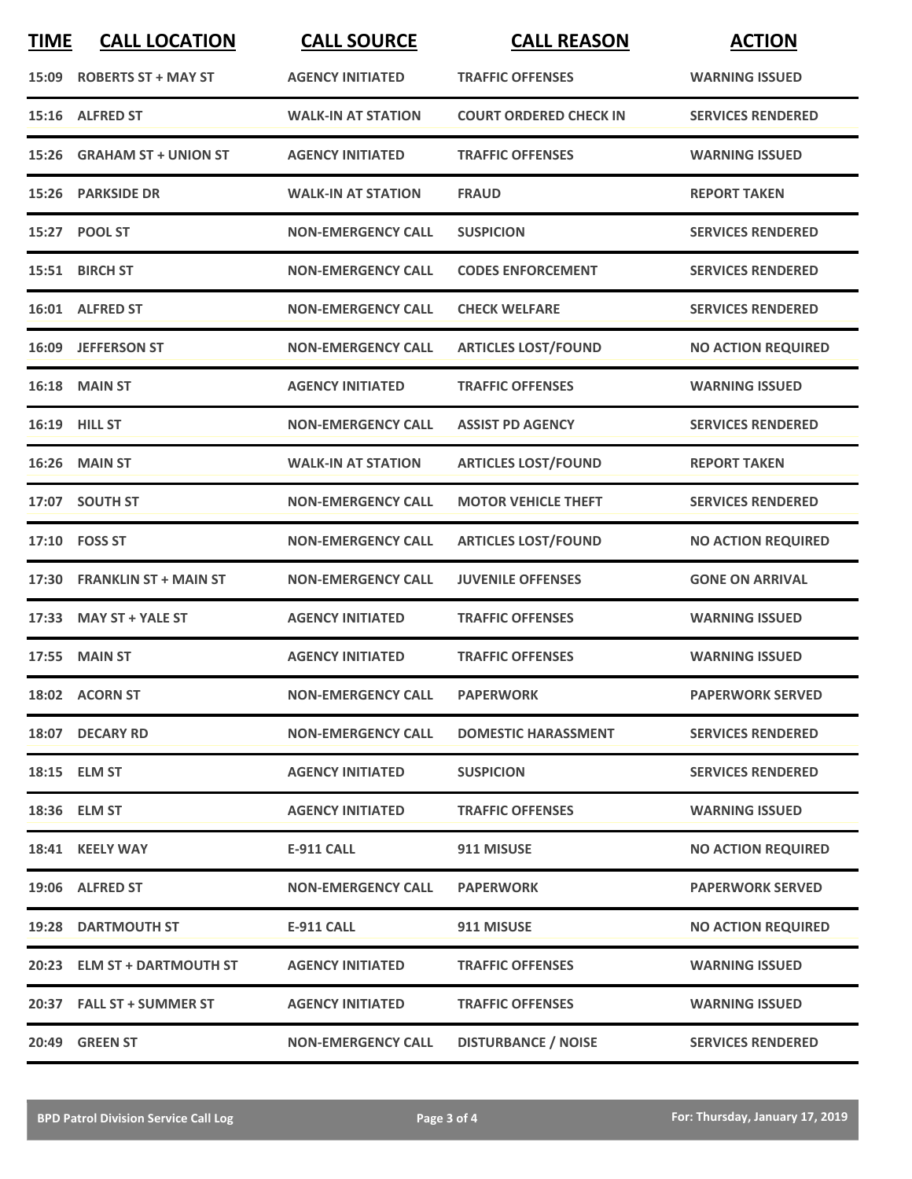| TIME | CALL LOCATION | CALL SOURCE | CALL REASON | ACTION |
|---|---|---|---|---|
| 15:09 | ROBERTS ST + MAY ST | AGENCY INITIATED | TRAFFIC OFFENSES | WARNING ISSUED |
| 15:16 | ALFRED ST | WALK-IN AT STATION | COURT ORDERED CHECK IN | SERVICES RENDERED |
| 15:26 | GRAHAM ST + UNION ST | AGENCY INITIATED | TRAFFIC OFFENSES | WARNING ISSUED |
| 15:26 | PARKSIDE DR | WALK-IN AT STATION | FRAUD | REPORT TAKEN |
| 15:27 | POOL ST | NON-EMERGENCY CALL | SUSPICION | SERVICES RENDERED |
| 15:51 | BIRCH ST | NON-EMERGENCY CALL | CODES ENFORCEMENT | SERVICES RENDERED |
| 16:01 | ALFRED ST | NON-EMERGENCY CALL | CHECK WELFARE | SERVICES RENDERED |
| 16:09 | JEFFERSON ST | NON-EMERGENCY CALL | ARTICLES LOST/FOUND | NO ACTION REQUIRED |
| 16:18 | MAIN ST | AGENCY INITIATED | TRAFFIC OFFENSES | WARNING ISSUED |
| 16:19 | HILL ST | NON-EMERGENCY CALL | ASSIST PD AGENCY | SERVICES RENDERED |
| 16:26 | MAIN ST | WALK-IN AT STATION | ARTICLES LOST/FOUND | REPORT TAKEN |
| 17:07 | SOUTH ST | NON-EMERGENCY CALL | MOTOR VEHICLE THEFT | SERVICES RENDERED |
| 17:10 | FOSS ST | NON-EMERGENCY CALL | ARTICLES LOST/FOUND | NO ACTION REQUIRED |
| 17:30 | FRANKLIN ST + MAIN ST | NON-EMERGENCY CALL | JUVENILE OFFENSES | GONE ON ARRIVAL |
| 17:33 | MAY ST + YALE ST | AGENCY INITIATED | TRAFFIC OFFENSES | WARNING ISSUED |
| 17:55 | MAIN ST | AGENCY INITIATED | TRAFFIC OFFENSES | WARNING ISSUED |
| 18:02 | ACORN ST | NON-EMERGENCY CALL | PAPERWORK | PAPERWORK SERVED |
| 18:07 | DECARY RD | NON-EMERGENCY CALL | DOMESTIC HARASSMENT | SERVICES RENDERED |
| 18:15 | ELM ST | AGENCY INITIATED | SUSPICION | SERVICES RENDERED |
| 18:36 | ELM ST | AGENCY INITIATED | TRAFFIC OFFENSES | WARNING ISSUED |
| 18:41 | KEELY WAY | E-911 CALL | 911 MISUSE | NO ACTION REQUIRED |
| 19:06 | ALFRED ST | NON-EMERGENCY CALL | PAPERWORK | PAPERWORK SERVED |
| 19:28 | DARTMOUTH ST | E-911 CALL | 911 MISUSE | NO ACTION REQUIRED |
| 20:23 | ELM ST + DARTMOUTH ST | AGENCY INITIATED | TRAFFIC OFFENSES | WARNING ISSUED |
| 20:37 | FALL ST + SUMMER ST | AGENCY INITIATED | TRAFFIC OFFENSES | WARNING ISSUED |
| 20:49 | GREEN ST | NON-EMERGENCY CALL | DISTURBANCE / NOISE | SERVICES RENDERED |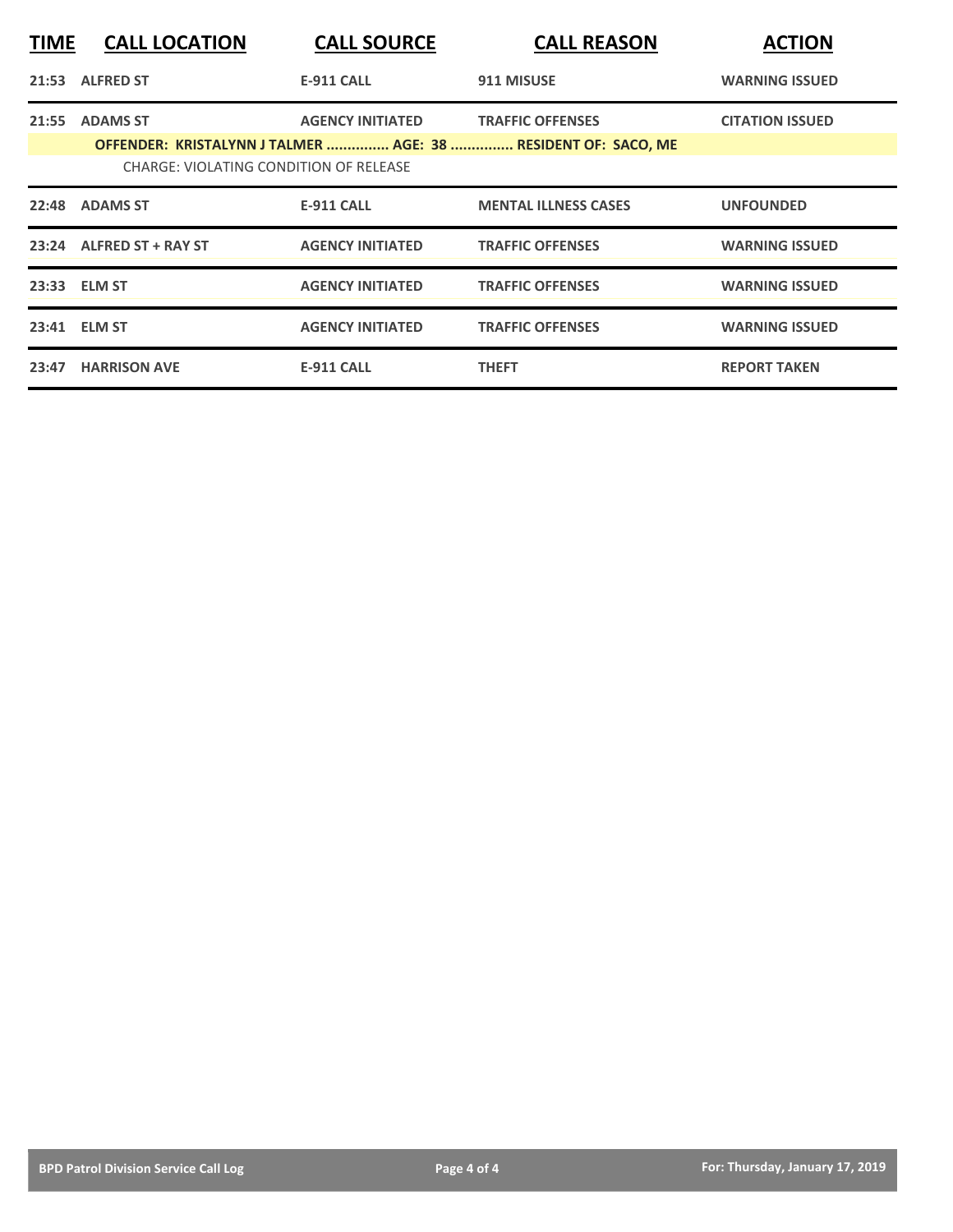| TIME | CALL LOCATION | CALL SOURCE | CALL REASON | ACTION |
|---|---|---|---|---|
| 21:53 | ALFRED ST | E-911 CALL | 911 MISUSE | WARNING ISSUED |
| 21:55 | ADAMS ST | AGENCY INITIATED | TRAFFIC OFFENSES | CITATION ISSUED |
| | OFFENDER: KRISTALYNN J TALMER ............... AGE: 38 ............... RESIDENT OF: SACO, ME | | | |
| | CHARGE: VIOLATING CONDITION OF RELEASE | | | |
| 22:48 | ADAMS ST | E-911 CALL | MENTAL ILLNESS CASES | UNFOUNDED |
| 23:24 | ALFRED ST + RAY ST | AGENCY INITIATED | TRAFFIC OFFENSES | WARNING ISSUED |
| 23:33 | ELM ST | AGENCY INITIATED | TRAFFIC OFFENSES | WARNING ISSUED |
| 23:41 | ELM ST | AGENCY INITIATED | TRAFFIC OFFENSES | WARNING ISSUED |
| 23:47 | HARRISON AVE | E-911 CALL | THEFT | REPORT TAKEN |